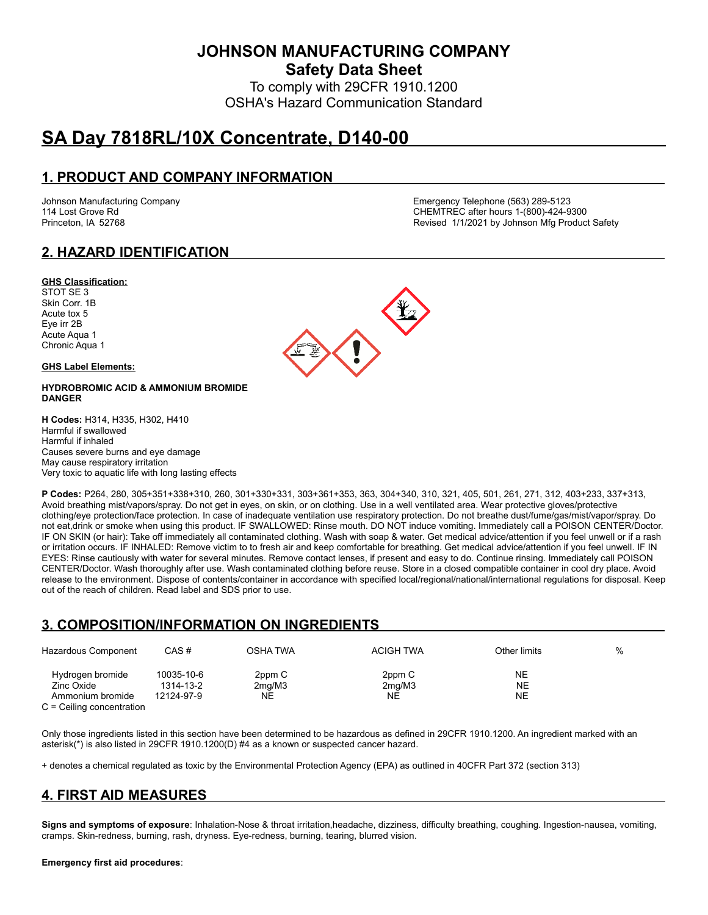# JOHNSON MANUFACTURING COMPANY

## Safety Data Sheet

To comply with 29CFR 1910.1200
OSHA's Hazard Communication Standard

# SA Day 7818RL/10X Concentrate, D140-00

## 1. PRODUCT AND COMPANY INFORMATION

Johnson Manufacturing Company
114 Lost Grove Rd
Princeton, IA 52768

Emergency Telephone (563) 289-5123
CHEMTREC after hours 1-(800)-424-9300
Revised 1/1/2021 by Johnson Mfg Product Safety

## 2. HAZARD IDENTIFICATION

**GHS Classification:**
STOT SE 3
Skin Corr. 1B
Acute tox 5
Eye irr 2B
Acute Aqua 1
Chronic Aqua 1

**GHS Label Elements:**

**HYDROBROMIC ACID & AMMONIUM BROMIDE**
**DANGER**

**H Codes:** H314, H335, H302, H410
Harmful if swallowed
Harmful if inhaled
Causes severe burns and eye damage
May cause respiratory irritation
Very toxic to aquatic life with long lasting effects

**P Codes:** P264, 280, 305+351+338+310, 260, 301+330+331, 303+361+353, 363, 304+340, 310, 321, 405, 501, 261, 271, 312, 403+233, 337+313, Avoid breathing mist/vapors/spray. Do not get in eyes, on skin, or on clothing. Use in a well ventilated area. Wear protective gloves/protective clothing/eye protection/face protection. In case of inadequate ventilation use respiratory protection. Do not breathe dust/fume/gas/mist/vapor/spray. Do not eat,drink or smoke when using this product. IF SWALLOWED: Rinse mouth. DO NOT induce vomiting. Immediately call a POISON CENTER/Doctor. IF ON SKIN (or hair): Take off immediately all contaminated clothing. Wash with soap & water. Get medical advice/attention if you feel unwell or if a rash or irritation occurs. IF INHALED: Remove victim to to fresh air and keep comfortable for breathing. Get medical advice/attention if you feel unwell. IF IN EYES: Rinse cautiously with water for several minutes. Remove contact lenses, if present and easy to do. Continue rinsing. Immediately call POISON CENTER/Doctor. Wash thoroughly after use. Wash contaminated clothing before reuse. Store in a closed compatible container in cool dry place. Avoid release to the environment. Dispose of contents/container in accordance with specified local/regional/national/international regulations for disposal. Keep out of the reach of children. Read label and SDS prior to use.

## 3. COMPOSITION/INFORMATION ON INGREDIENTS

| Hazardous Component | CAS # | OSHA TWA | ACIGH TWA | Other limits | % |
|---|---|---|---|---|---|
| Hydrogen bromide | 10035-10-6 | 2ppm C | 2ppm C | NE | |
| Zinc Oxide | 1314-13-2 | 2mg/M3 | 2mg/M3 | NE | |
| Ammonium bromide | 12124-97-9 | NE | NE | NE | |

C = Ceiling concentration

Only those ingredients listed in this section have been determined to be hazardous as defined in 29CFR 1910.1200. An ingredient marked with an asterisk(*) is also listed in 29CFR 1910.1200(D) #4 as a known or suspected cancer hazard.

+ denotes a chemical regulated as toxic by the Environmental Protection Agency (EPA) as outlined in 40CFR Part 372 (section 313)

## 4. FIRST AID MEASURES

**Signs and symptoms of exposure**: Inhalation-Nose & throat irritation,headache, dizziness, difficulty breathing, coughing. Ingestion-nausea, vomiting, cramps. Skin-redness, burning, rash, dryness. Eye-redness, burning, tearing, blurred vision.

**Emergency first aid procedures**: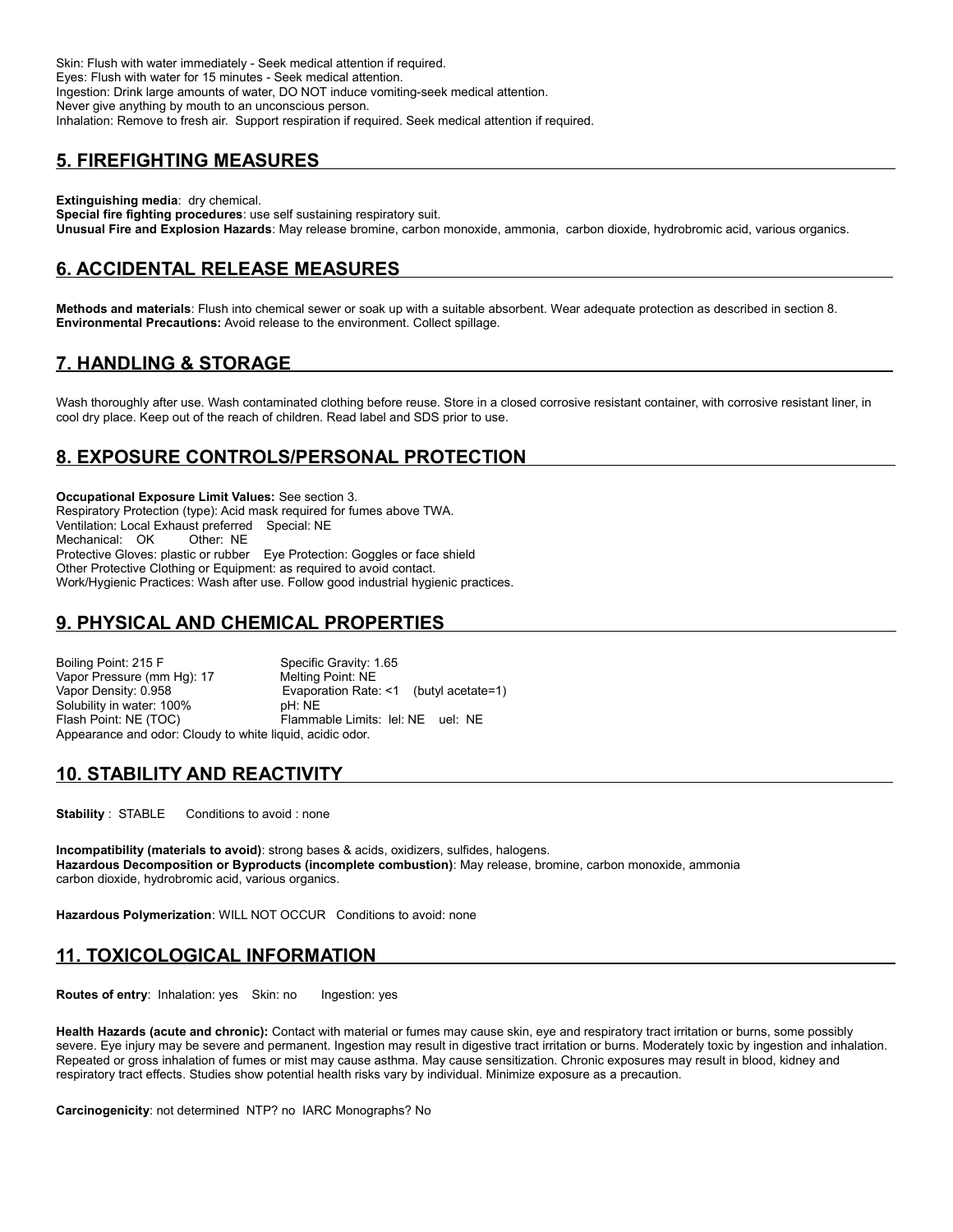Skin: Flush with water immediately - Seek medical attention if required.
Eyes: Flush with water for 15 minutes - Seek medical attention.
Ingestion: Drink large amounts of water, DO NOT induce vomiting-seek medical attention.
Never give anything by mouth to an unconscious person.
Inhalation: Remove to fresh air. Support respiration if required. Seek medical attention if required.

## 5. FIREFIGHTING MEASURES

**Extinguishing media**: dry chemical.
**Special fire fighting procedures**: use self sustaining respiratory suit.
**Unusual Fire and Explosion Hazards**: May release bromine, carbon monoxide, ammonia, carbon dioxide, hydrobromic acid, various organics.

## 6. ACCIDENTAL RELEASE MEASURES

**Methods and materials**: Flush into chemical sewer or soak up with a suitable absorbent. Wear adequate protection as described in section 8.
**Environmental Precautions:** Avoid release to the environment. Collect spillage.

## 7. HANDLING & STORAGE

Wash thoroughly after use. Wash contaminated clothing before reuse. Store in a closed corrosive resistant container, with corrosive resistant liner, in cool dry place. Keep out of the reach of children. Read label and SDS prior to use.

## 8. EXPOSURE CONTROLS/PERSONAL PROTECTION

**Occupational Exposure Limit Values:** See section 3.
Respiratory Protection (type): Acid mask required for fumes above TWA.
Ventilation: Local Exhaust preferred Special: NE
Mechanical: OK Other: NE
Protective Gloves: plastic or rubber Eye Protection: Goggles or face shield
Other Protective Clothing or Equipment: as required to avoid contact.
Work/Hygienic Practices: Wash after use. Follow good industrial hygienic practices.

## 9. PHYSICAL AND CHEMICAL PROPERTIES

Boiling Point: 215 F
Specific Gravity: 1.65
Vapor Pressure (mm Hg): 17
Melting Point: NE
Vapor Density: 0.958
Evaporation Rate: <1 (butyl acetate=1)
Solubility in water: 100%
pH: NE
Flash Point: NE (TOC)
Flammable Limits: lel: NE uel: NE
Appearance and odor: Cloudy to white liquid, acidic odor.

## 10. STABILITY AND REACTIVITY

**Stability** : STABLE Conditions to avoid : none

**Incompatibility (materials to avoid)**: strong bases & acids, oxidizers, sulfides, halogens.
**Hazardous Decomposition or Byproducts (incomplete combustion)**: May release, bromine, carbon monoxide, ammonia carbon dioxide, hydrobromic acid, various organics.

**Hazardous Polymerization**: WILL NOT OCCUR Conditions to avoid: none

## 11. TOXICOLOGICAL INFORMATION

**Routes of entry**: Inhalation: yes Skin: no Ingestion: yes

**Health Hazards (acute and chronic):** Contact with material or fumes may cause skin, eye and respiratory tract irritation or burns, some possibly severe. Eye injury may be severe and permanent. Ingestion may result in digestive tract irritation or burns. Moderately toxic by ingestion and inhalation. Repeated or gross inhalation of fumes or mist may cause asthma. May cause sensitization. Chronic exposures may result in blood, kidney and respiratory tract effects. Studies show potential health risks vary by individual. Minimize exposure as a precaution.

**Carcinogenicity**: not determined NTP? no IARC Monographs? No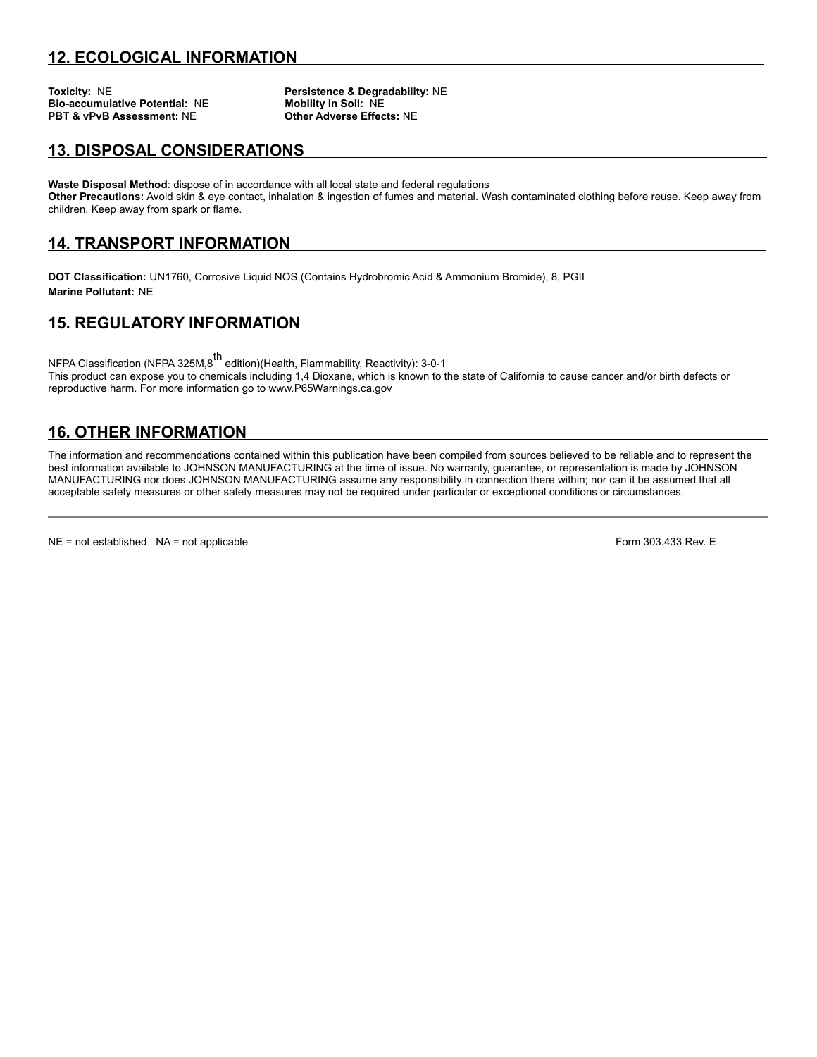## 12. ECOLOGICAL INFORMATION

**Toxicity:** NE
**Bio-accumulative Potential:** NE
**PBT & vPvB Assessment:** NE
**Persistence & Degradability:** NE
**Mobility in Soil:** NE
**Other Adverse Effects:** NE

## 13. DISPOSAL CONSIDERATIONS

**Waste Disposal Method**: dispose of in accordance with all local state and federal regulations
**Other Precautions:** Avoid skin & eye contact, inhalation & ingestion of fumes and material. Wash contaminated clothing before reuse. Keep away from children. Keep away from spark or flame.

## 14. TRANSPORT INFORMATION

**DOT Classification:** UN1760, Corrosive Liquid NOS (Contains Hydrobromic Acid & Ammonium Bromide), 8, PGII
**Marine Pollutant:** NE

## 15. REGULATORY INFORMATION

NFPA Classification (NFPA 325M,8$^{th}$ edition)(Health, Flammability, Reactivity): 3-0-1
This product can expose you to chemicals including 1,4 Dioxane, which is known to the state of California to cause cancer and/or birth defects or reproductive harm. For more information go to www.P65Warnings.ca.gov

## 16. OTHER INFORMATION

The information and recommendations contained within this publication have been compiled from sources believed to be reliable and to represent the best information available to JOHNSON MANUFACTURING at the time of issue. No warranty, guarantee, or representation is made by JOHNSON MANUFACTURING nor does JOHNSON MANUFACTURING assume any responsibility in connection there within; nor can it be assumed that all acceptable safety measures or other safety measures may not be required under particular or exceptional conditions or circumstances.

NE = not established NA = not applicable

Form 303.433 Rev. E